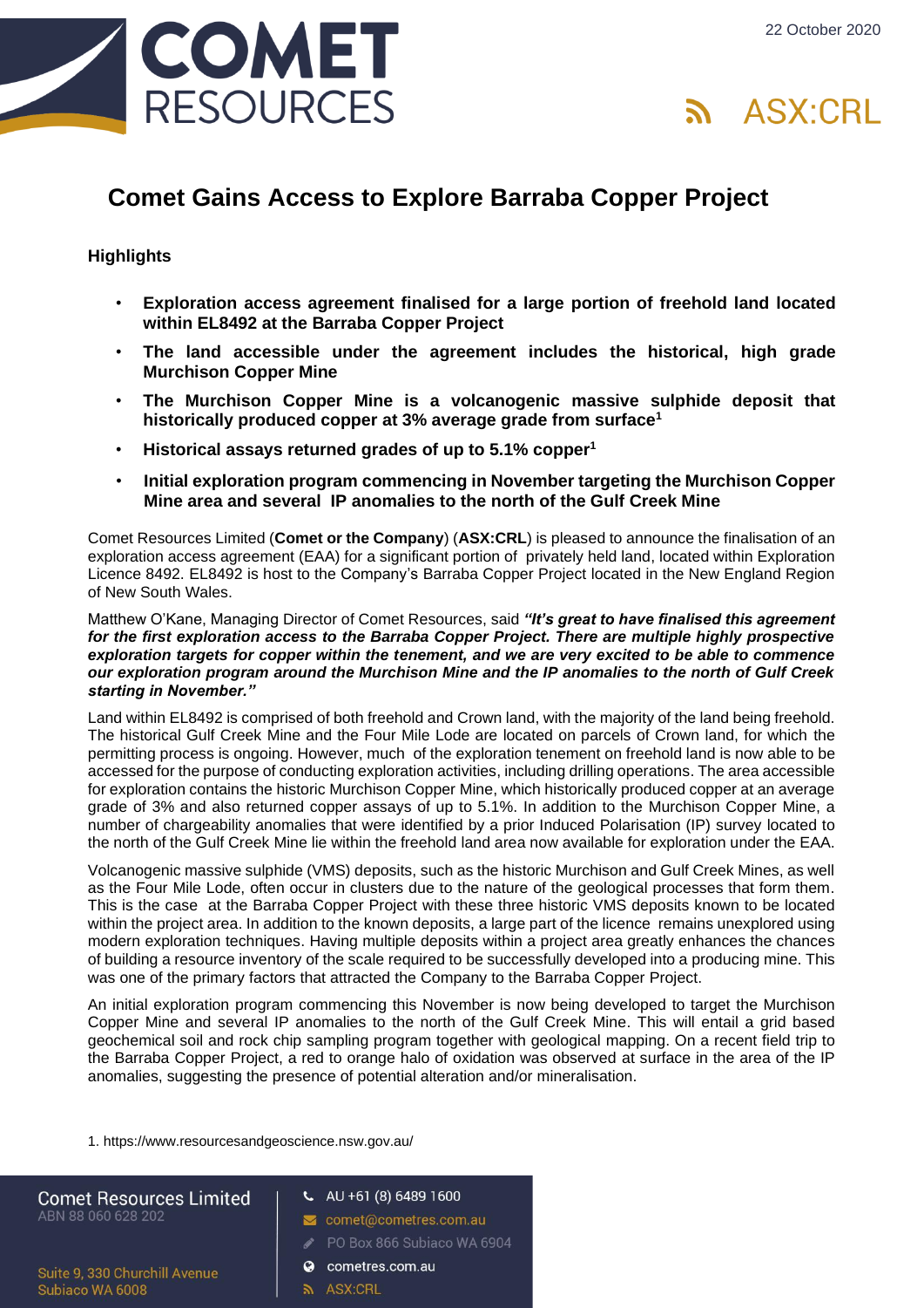22 October 2020

# Comet Gains Access to Explore Barraba Copper Project

## Highlights

- **Exploration access agreement finalised for a large portion of freehold land located within EL8492 at the Barraba Copper Project**
- **The land accessible under the agreement includes the historical, high grade Murchison Copper Mine**
- **The Murchison Copper Mine is a volcanogenic massive sulphide deposit that historically produced copper at 3% average grade from surface[1]**
- **Historical assays returned grades of up to 5.1% copper[1]**
- **Initial exploration program commencing in November targeting the Murchison Copper Mine area and several IP anomalies to the north of the Gulf Creek Mine**

Comet Resources Limited (**Comet or the Company**) (**ASX:CRL**) is pleased to announce the finalisation of an exploration access agreement (EAA) for a significant portion of privately held land, located within Exploration Licence 8492. EL8492 is host to the Company's Barraba Copper Project located in the New England Region of New South Wales.

Matthew O'Kane, Managing Director of Comet Resources, said ***"It's great to have finalised this agreement for the first exploration access to the Barraba Copper Project. There are multiple highly prospective exploration targets for copper within the tenement, and we are very excited to be able to commence our exploration program around the Murchison Mine and the IP anomalies to the north of Gulf Creek starting in November."***

Land within EL8492 is comprised of both freehold and Crown land, with the majority of the land being freehold. The historical Gulf Creek Mine and the Four Mile Lode are located on parcels of Crown land, for which the permitting process is ongoing. However, much of the exploration tenement on freehold land is now able to be accessed for the purpose of conducting exploration activities, including drilling operations. The area accessible for exploration contains the historic Murchison Copper Mine, which historically produced copper at an average grade of 3% and also returned copper assays of up to 5.1%. In addition to the Murchison Copper Mine, a number of chargeability anomalies that were identified by a prior Induced Polarisation (IP) survey located to the north of the Gulf Creek Mine lie within the freehold land area now available for exploration under the EAA.

Volcanogenic massive sulphide (VMS) deposits, such as the historic Murchison and Gulf Creek Mines, as well as the Four Mile Lode, often occur in clusters due to the nature of the geological processes that form them. This is the case at the Barraba Copper Project with these three historic VMS deposits known to be located within the project area. In addition to the known deposits, a large part of the licence remains unexplored using modern exploration techniques. Having multiple deposits within a project area greatly enhances the chances of building a resource inventory of the scale required to be successfully developed into a producing mine. This was one of the primary factors that attracted the Company to the Barraba Copper Project.

An initial exploration program commencing this November is now being developed to target the Murchison Copper Mine and several IP anomalies to the north of the Gulf Creek Mine. This will entail a grid based geochemical soil and rock chip sampling program together with geological mapping. On a recent field trip to the Barraba Copper Project, a red to orange halo of oxidation was observed at surface in the area of the IP anomalies, suggesting the presence of potential alteration and/or mineralisation.

1. https://www.resourcesandgeoscience.nsw.gov.au/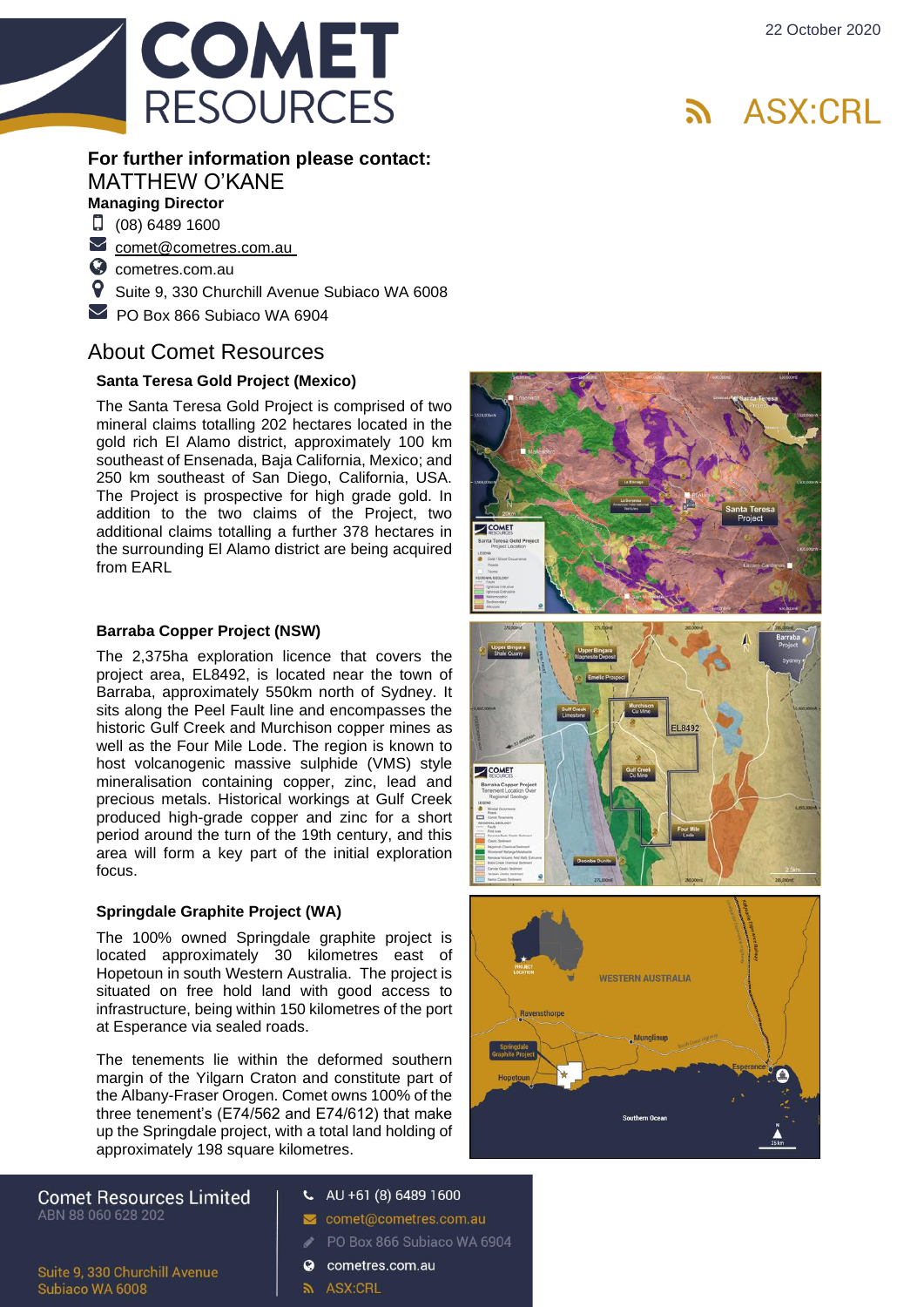22 October 2020

ASX:CRL

**For further information please contact:**

MATTHEW O'KANE

**Managing Director**

- (08) 6489 1600
- comet@cometres.com.au
- cometres.com.au
- Suite 9, 330 Churchill Avenue Subiaco WA 6008
- PO Box 866 Subiaco WA 6904

## About Comet Resources

### Santa Teresa Gold Project (Mexico)

The Santa Teresa Gold Project is comprised of two mineral claims totalling 202 hectares located in the gold rich El Alamo district, approximately 100 km southeast of Ensenada, Baja California, Mexico; and 250 km southeast of San Diego, California, USA. The Project is prospective for high grade gold. In addition to the two claims of the Project, two additional claims totalling a further 378 hectares in the surrounding El Alamo district are being acquired from EARL

### Barraba Copper Project (NSW)

The 2,375ha exploration licence that covers the project area, EL8492, is located near the town of Barraba, approximately 550km north of Sydney. It sits along the Peel Fault line and encompasses the historic Gulf Creek and Murchison copper mines as well as the Four Mile Lode. The region is known to host volcanogenic massive sulphide (VMS) style mineralisation containing copper, zinc, lead and precious metals. Historical workings at Gulf Creek produced high-grade copper and zinc for a short period around the turn of the 19th century, and this area will form a key part of the initial exploration focus.

### Springdale Graphite Project (WA)

The 100% owned Springdale graphite project is located approximately 30 kilometres east of Hopetoun in south Western Australia. The project is situated on free hold land with good access to infrastructure, being within 150 kilometres of the port at Esperance via sealed roads.

The tenements lie within the deformed southern margin of the Yilgarn Craton and constitute part of the Albany-Fraser Orogen. Comet owns 100% of the three tenement's (E74/562 and E74/612) that make up the Springdale project, with a total land holding of approximately 198 square kilometres.

**Comet Resources Limited**
ABN 88 060 628 202

Suite 9, 330 Churchill Avenue
Subiaco WA 6008

- AU +61 (8) 6489 1600
- comet@cometres.com.au
- PO Box 866 Subiaco WA 6904
- cometres.com.au
- ASX:CRL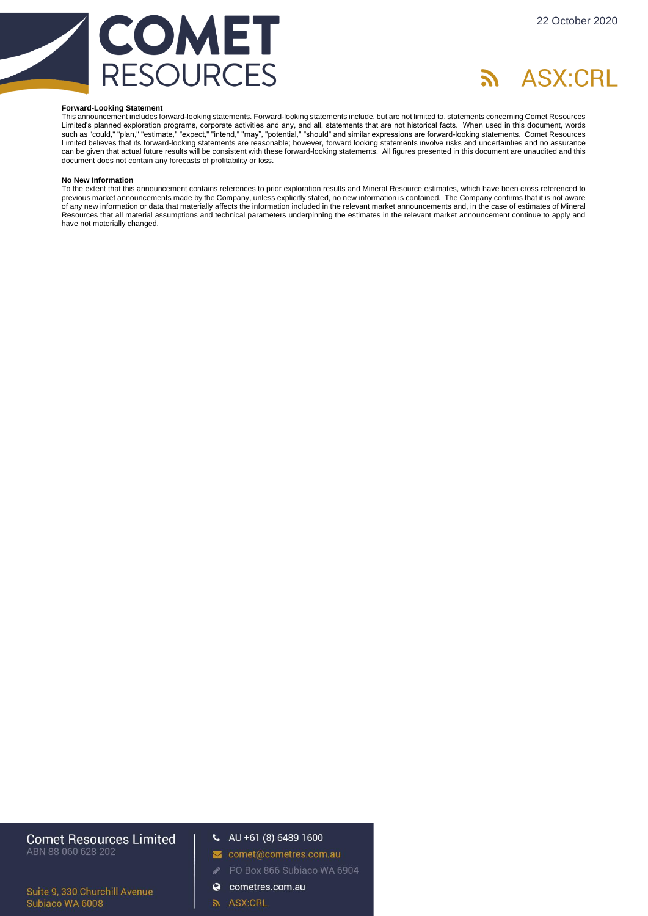**Forward-Looking Statement**

This announcement includes forward-looking statements. Forward-looking statements include, but are not limited to, statements concerning Comet Resources Limited's planned exploration programs, corporate activities and any, and all, statements that are not historical facts. When used in this document, words such as "could," "plan," "estimate," "expect," "intend," "may", "potential," "should" and similar expressions are forward-looking statements. Comet Resources Limited believes that its forward-looking statements are reasonable; however, forward looking statements involve risks and uncertainties and no assurance can be given that actual future results will be consistent with these forward-looking statements. All figures presented in this document are unaudited and this document does not contain any forecasts of profitability or loss.

**No New Information**

To the extent that this announcement contains references to prior exploration results and Mineral Resource estimates, which have been cross referenced to previous market announcements made by the Company, unless explicitly stated, no new information is contained. The Company confirms that it is not aware of any new information or data that materially affects the information included in the relevant market announcements and, in the case of estimates of Mineral Resources that all material assumptions and technical parameters underpinning the estimates in the relevant market announcement continue to apply and have not materially changed.